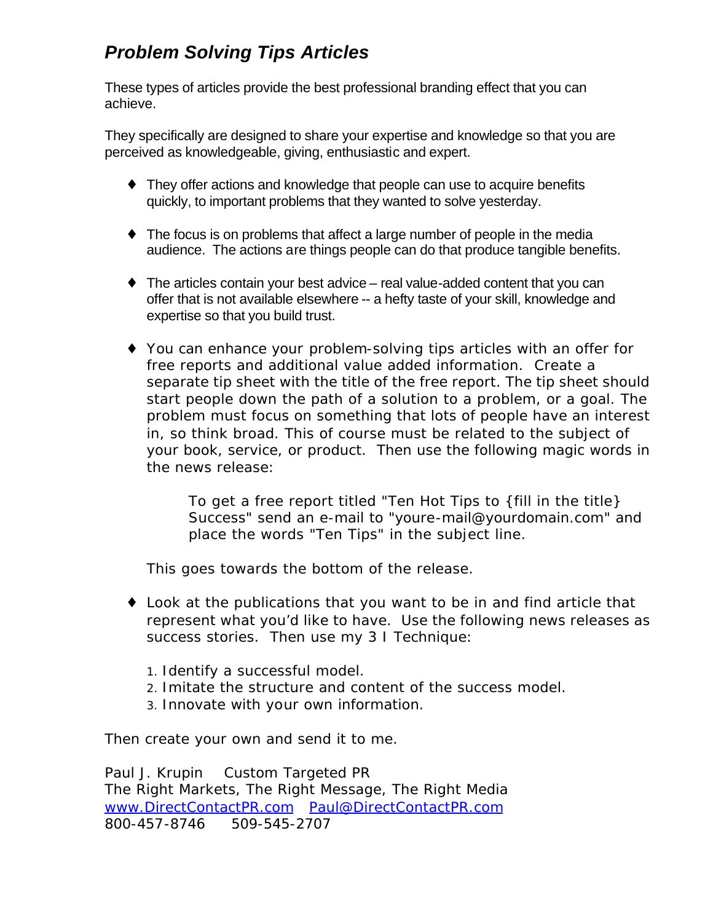## *Problem Solving Tips Articles*

These types of articles provide the best professional branding effect that you can achieve.

They specifically are designed to share your expertise and knowledge so that you are perceived as knowledgeable, giving, enthusiastic and expert.

- They offer actions and knowledge that people can use to acquire benefits quickly, to important problems that they wanted to solve yesterday.

- The focus is on problems that affect a large number of people in the media audience. The actions are things people can do that produce tangible benefits.

- The articles contain your best advice – real value-added content that you can offer that is not available elsewhere -- a hefty taste of your skill, knowledge and expertise so that you build trust.

- You can enhance your problem-solving tips articles with an offer for free reports and additional value added information. Create a separate tip sheet with the title of the free report. The tip sheet should start people down the path of a solution to a problem, or a goal. The problem must focus on something that lots of people have an interest in, so think broad. This of course must be related to the subject of your book, service, or product. Then use the following magic words in the news release:

    > To get a free report titled "Ten Hot Tips to {fill in the title} Success" send an e-mail to "youre-mail@yourdomain.com" and place the words "Ten Tips" in the subject line.

    This goes towards the bottom of the release.

- Look at the publications that you want to be in and find article that represent what you'd like to have. Use the following news releases as success stories. Then use my 3 I Technique:

    1. Identify a successful model.
    2. Imitate the structure and content of the success model.
    3. Innovate with your own information.

Then create your own and send it to me.

Paul J. Krupin Custom Targeted PR
The Right Markets, The Right Message, The Right Media
www.DirectContactPR.com Paul@DirectContactPR.com
800-457-8746 509-545-2707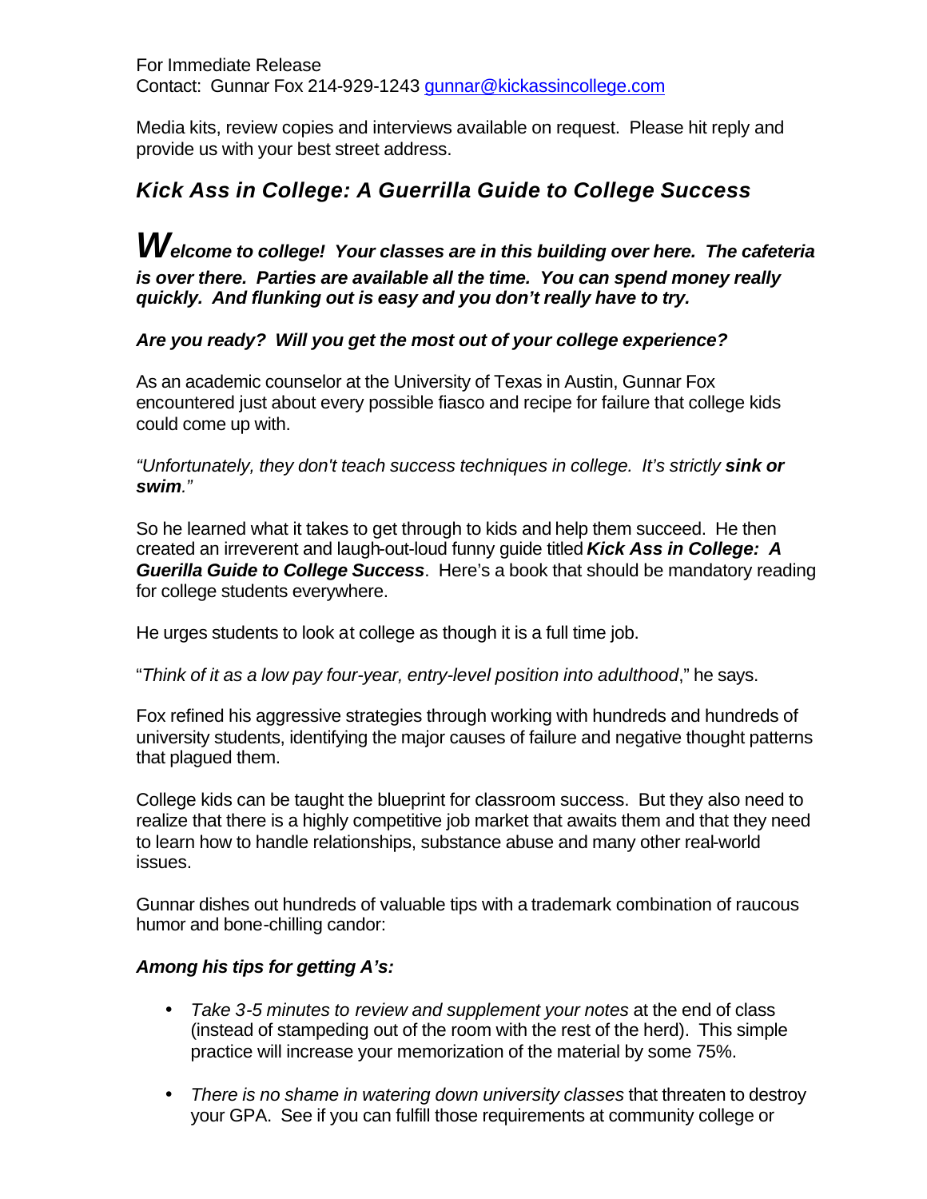For Immediate Release
Contact: Gunnar Fox 214-929-1243 [gunnar@kickassincollege.com](mailto:gunnar@kickassincollege.com)

Media kits, review copies and interviews available on request. Please hit reply and provide us with your best street address.

## *Kick Ass in College: A Guerrilla Guide to College Success*

***Welcome to college! Your classes are in this building over here. The cafeteria is over there. Parties are available all the time. You can spend money really quickly. And flunking out is easy and you don't really have to try.***

***Are you ready? Will you get the most out of your college experience?***

As an academic counselor at the University of Texas in Austin, Gunnar Fox encountered just about every possible fiasco and recipe for failure that college kids could come up with.

*"Unfortunately, they don't teach success techniques in college. It's strictly **sink or swim**."*

So he learned what it takes to get through to kids and help them succeed. He then created an irreverent and laugh-out-loud funny guide titled ***Kick Ass in College: A Guerilla Guide to College Success***. Here's a book that should be mandatory reading for college students everywhere.

He urges students to look at college as though it is a full time job.

"*Think of it as a low pay four-year, entry-level position into adulthood*," he says.

Fox refined his aggressive strategies through working with hundreds and hundreds of university students, identifying the major causes of failure and negative thought patterns that plagued them.

College kids can be taught the blueprint for classroom success. But they also need to realize that there is a highly competitive job market that awaits them and that they need to learn how to handle relationships, substance abuse and many other real-world issues.

Gunnar dishes out hundreds of valuable tips with a trademark combination of raucous humor and bone-chilling candor:

***Among his tips for getting A's:***

- *Take 3-5 minutes to review and supplement your notes* at the end of class (instead of stampeding out of the room with the rest of the herd). This simple practice will increase your memorization of the material by some 75%.

- *There is no shame in watering down university classes* that threaten to destroy your GPA. See if you can fulfill those requirements at community college or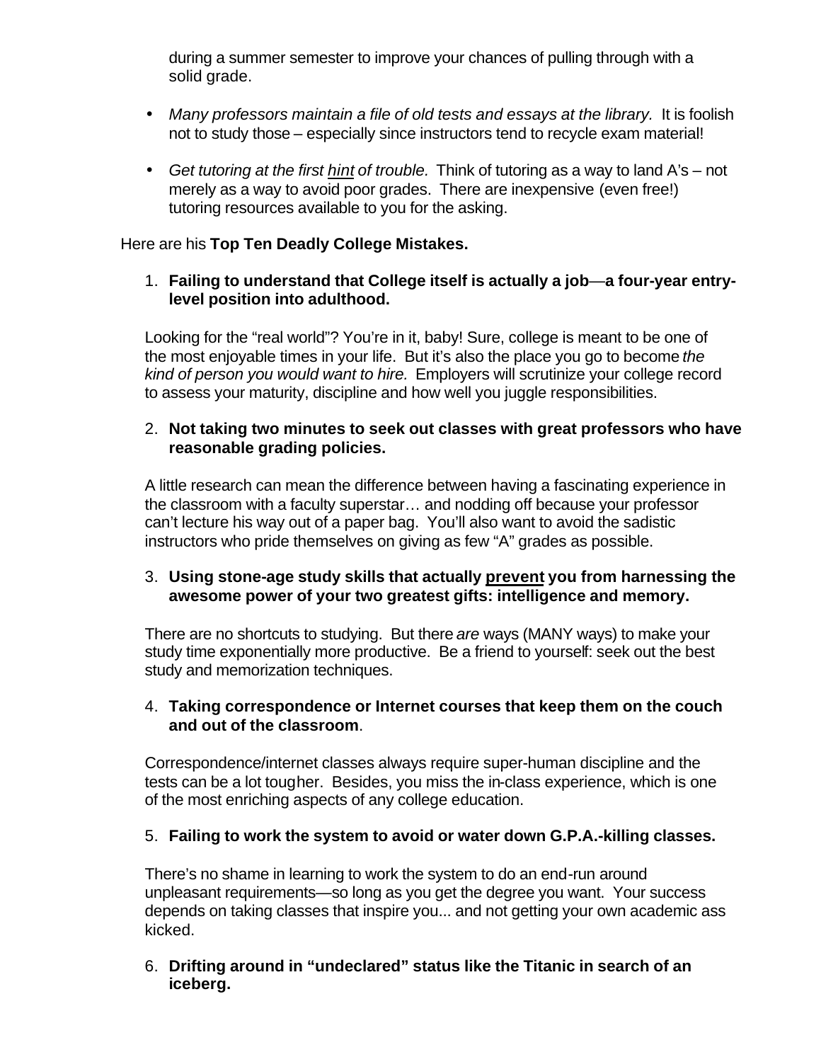during a summer semester to improve your chances of pulling through with a solid grade.

- *Many professors maintain a file of old tests and essays at the library.* It is foolish not to study those – especially since instructors tend to recycle exam material!

- *Get tutoring at the first <u>hint</u> of trouble.* Think of tutoring as a way to land A's – not merely as a way to avoid poor grades. There are inexpensive (even free!) tutoring resources available to you for the asking.

Here are his **Top Ten Deadly College Mistakes.**

1. **Failing to understand that College itself is actually a job—a four-year entry-level position into adulthood.**

   Looking for the "real world"? You're in it, baby! Sure, college is meant to be one of the most enjoyable times in your life. But it's also the place you go to become *the kind of person you would want to hire.* Employers will scrutinize your college record to assess your maturity, discipline and how well you juggle responsibilities.

2. **Not taking two minutes to seek out classes with great professors who have reasonable grading policies.**

   A little research can mean the difference between having a fascinating experience in the classroom with a faculty superstar… and nodding off because your professor can't lecture his way out of a paper bag. You'll also want to avoid the sadistic instructors who pride themselves on giving as few "A" grades as possible.

3. **Using stone-age study skills that actually <u>prevent</u> you from harnessing the awesome power of your two greatest gifts: intelligence and memory.**

   There are no shortcuts to studying. But there *are* ways (MANY ways) to make your study time exponentially more productive. Be a friend to yourself: seek out the best study and memorization techniques.

4. **Taking correspondence or Internet courses that keep them on the couch and out of the classroom**.

   Correspondence/internet classes always require super-human discipline and the tests can be a lot tougher. Besides, you miss the in-class experience, which is one of the most enriching aspects of any college education.

5. **Failing to work the system to avoid or water down G.P.A.-killing classes.**

   There's no shame in learning to work the system to do an end-run around unpleasant requirements—so long as you get the degree you want. Your success depends on taking classes that inspire you... and not getting your own academic ass kicked.

6. **Drifting around in "undeclared" status like the Titanic in search of an iceberg.**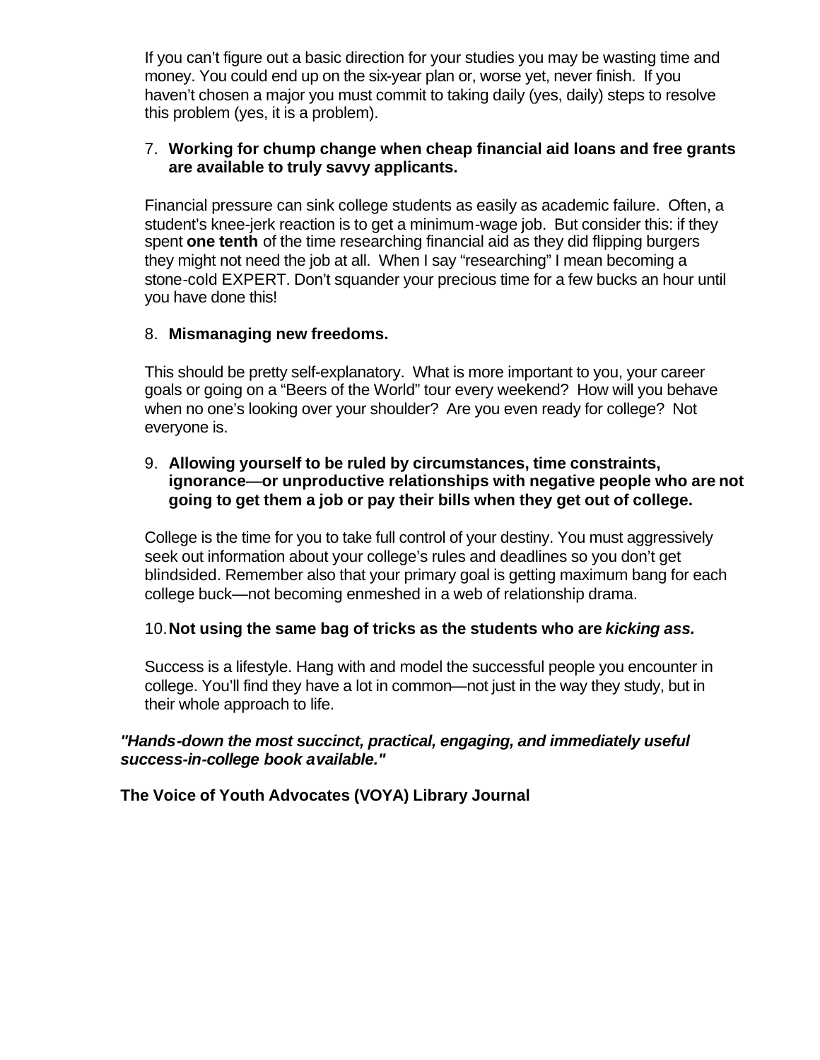If you can't figure out a basic direction for your studies you may be wasting time and money. You could end up on the six-year plan or, worse yet, never finish. If you haven't chosen a major you must commit to taking daily (yes, daily) steps to resolve this problem (yes, it is a problem).

7. **Working for chump change when cheap financial aid loans and free grants are available to truly savvy applicants.**

Financial pressure can sink college students as easily as academic failure. Often, a student's knee-jerk reaction is to get a minimum-wage job. But consider this: if they spent **one tenth** of the time researching financial aid as they did flipping burgers they might not need the job at all. When I say "researching" I mean becoming a stone-cold EXPERT. Don't squander your precious time for a few bucks an hour until you have done this!

8. **Mismanaging new freedoms.**

This should be pretty self-explanatory. What is more important to you, your career goals or going on a "Beers of the World" tour every weekend? How will you behave when no one's looking over your shoulder? Are you even ready for college? Not everyone is.

9. **Allowing yourself to be ruled by circumstances, time constraints, ignorance—or unproductive relationships with negative people who are not going to get them a job or pay their bills when they get out of college.**

College is the time for you to take full control of your destiny. You must aggressively seek out information about your college's rules and deadlines so you don't get blindsided. Remember also that your primary goal is getting maximum bang for each college buck—not becoming enmeshed in a web of relationship drama.

10. **Not using the same bag of tricks as the students who are *kicking ass.***

Success is a lifestyle. Hang with and model the successful people you encounter in college. You'll find they have a lot in common—not just in the way they study, but in their whole approach to life.

***"Hands-down the most succinct, practical, engaging, and immediately useful success-in-college book available."***

**The Voice of Youth Advocates (VOYA) Library Journal**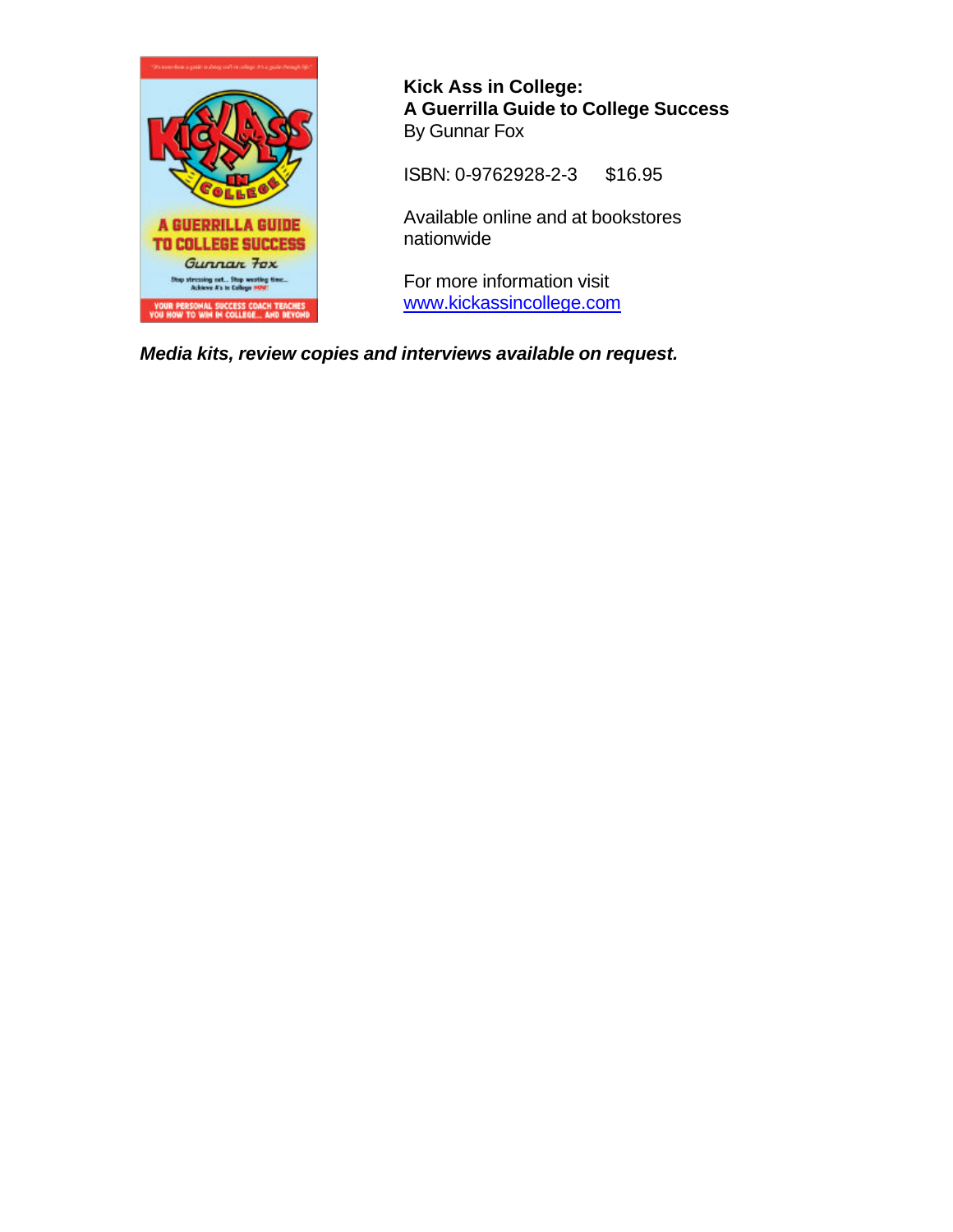**Kick Ass in College:**
**A Guerrilla Guide to College Success**
By Gunnar Fox

ISBN: 0-9762928-2-3 $16.95

Available online and at bookstores nationwide

For more information visit [www.kickassincollege.com](http://www.kickassincollege.com)

***Media kits, review copies and interviews available on request.***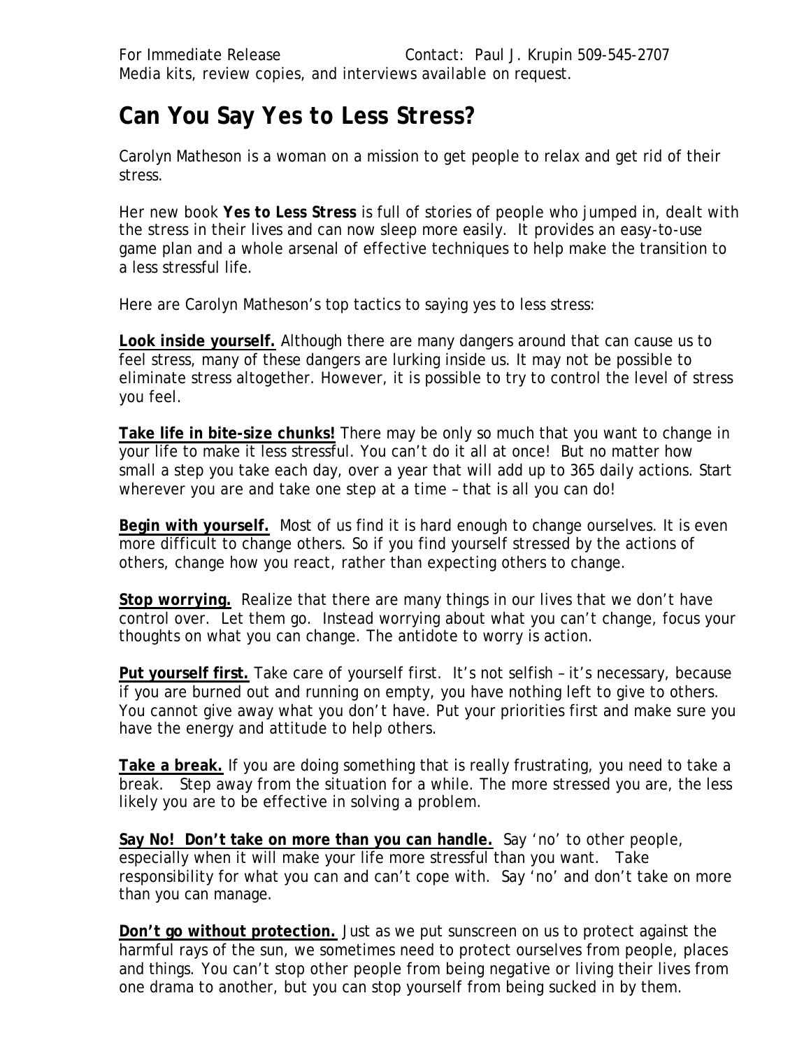For Immediate Release Contact: Paul J. Krupin 509-545-2707
Media kits, review copies, and interviews available on request.

# Can You Say Yes to Less Stress?

Carolyn Matheson is a woman on a mission to get people to relax and get rid of their stress.

Her new book **Yes to Less Stress** is full of stories of people who jumped in, dealt with the stress in their lives and can now sleep more easily. It provides an easy-to-use game plan and a whole arsenal of effective techniques to help make the transition to a less stressful life.

Here are Carolyn Matheson's top tactics to saying yes to less stress:

**Look inside yourself.** Although there are many dangers around that can cause us to feel stress, many of these dangers are lurking inside us. It may not be possible to eliminate stress altogether. However, it is possible to try to control the level of stress you feel.

**Take life in bite-size chunks!** There may be only so much that you want to change in your life to make it less stressful. You can't do it all at once! But no matter how small a step you take each day, over a year that will add up to 365 daily actions. Start wherever you are and take one step at a time – that is all you can do!

**Begin with yourself.** Most of us find it is hard enough to change ourselves. It is even more difficult to change others. So if you find yourself stressed by the actions of others, change how you react, rather than expecting others to change.

**Stop worrying.** Realize that there are many things in our lives that we don't have control over. Let them go. Instead worrying about what you can't change, focus your thoughts on what you can change. The antidote to worry is action.

**Put yourself first.** Take care of yourself first. It's not selfish – it's necessary, because if you are burned out and running on empty, you have nothing left to give to others. You cannot give away what you don't have. Put your priorities first and make sure you have the energy and attitude to help others.

**Take a break.** If you are doing something that is really frustrating, you need to take a break. Step away from the situation for a while. The more stressed you are, the less likely you are to be effective in solving a problem.

**Say No! Don't take on more than you can handle.** Say 'no' to other people, especially when it will make your life more stressful than you want. Take responsibility for what you can and can't cope with. Say 'no' and don't take on more than you can manage.

**Don't go without protection.** Just as we put sunscreen on us to protect against the harmful rays of the sun, we sometimes need to protect ourselves from people, places and things. You can't stop other people from being negative or living their lives from one drama to another, but you can stop yourself from being sucked in by them.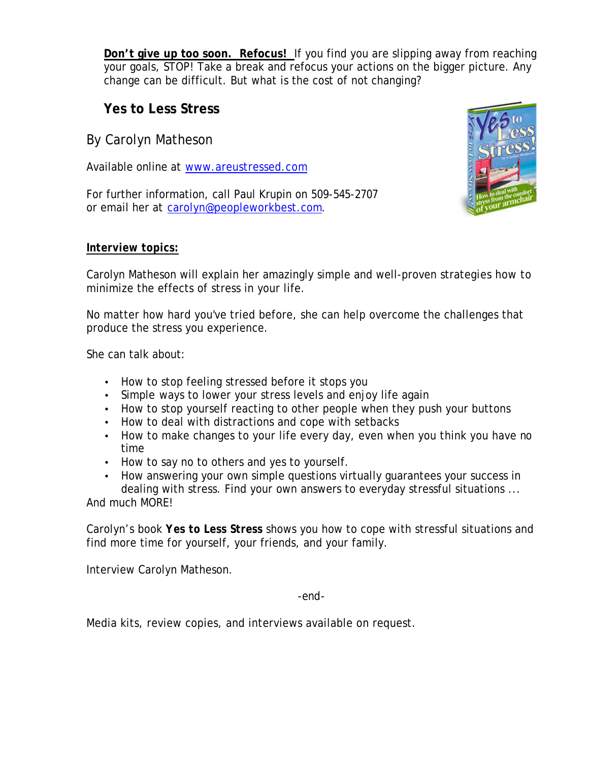**Don't give up too soon. Refocus!** If you find you are slipping away from reaching your goals, STOP! Take a break and refocus your actions on the bigger picture. Any change can be difficult. But what is the cost of not changing?

## Yes to Less Stress

By Carolyn Matheson

Available online at www.areustressed.com

For further information, call Paul Krupin on 509-545-2707 or email her at carolyn@peopleworkbest.com.

**Interview topics:**

Carolyn Matheson will explain her amazingly simple and well-proven strategies how to minimize the effects of stress in your life.

No matter how hard you've tried before, she can help overcome the challenges that produce the stress you experience.

She can talk about:

- How to stop feeling stressed before it stops you
- Simple ways to lower your stress levels and enjoy life again
- How to stop yourself reacting to other people when they push your buttons
- How to deal with distractions and cope with setbacks
- How to make changes to your life every day, even when you think you have no time
- How to say no to others and yes to yourself.
- How answering your own simple questions virtually guarantees your success in dealing with stress. Find your own answers to everyday stressful situations ...

And much MORE!

Carolyn's book **Yes to Less Stress** shows you how to cope with stressful situations and find more time for yourself, your friends, and your family.

Interview Carolyn Matheson.

-end-

Media kits, review copies, and interviews available on request.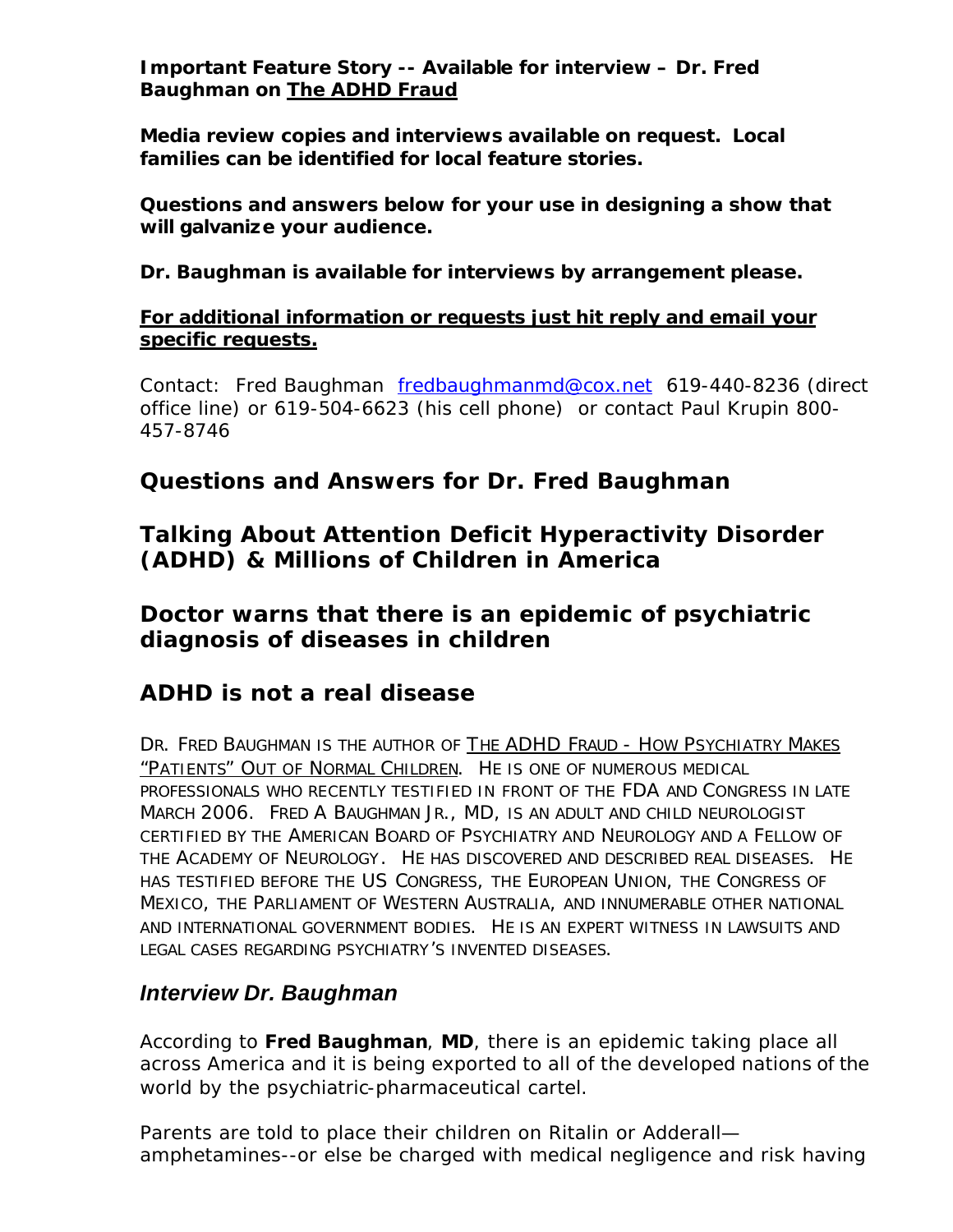**Important Feature Story -- Available for interview – Dr. Fred Baughman on <u>The ADHD Fraud</u>**

**Media review copies and interviews available on request. Local families can be identified for local feature stories.**

**Questions and answers below for your use in designing a show that will galvanize your audience.**

**Dr. Baughman is available for interviews by arrangement please.**

**<u>For additional information or requests just hit reply and email your specific requests.</u>**

Contact: Fred Baughman fredbaughmanmd@cox.net 619-440-8236 (direct office line) or 619-504-6623 (his cell phone) or contact Paul Krupin 800-457-8746

## Questions and Answers for Dr. Fred Baughman

## Talking About Attention Deficit Hyperactivity Disorder (ADHD) & Millions of Children in America

## Doctor warns that there is an epidemic of psychiatric diagnosis of diseases in children

## ADHD is not a real disease

DR. FRED BAUGHMAN IS THE AUTHOR OF <u>THE ADHD FRAUD - HOW PSYCHIATRY MAKES "PATIENTS" OUT OF NORMAL CHILDREN</u>. HE IS ONE OF NUMEROUS MEDICAL PROFESSIONALS WHO RECENTLY TESTIFIED IN FRONT OF THE FDA AND CONGRESS IN LATE MARCH 2006. FRED A BAUGHMAN JR., MD, IS AN ADULT AND CHILD NEUROLOGIST CERTIFIED BY THE AMERICAN BOARD OF PSYCHIATRY AND NEUROLOGY AND A FELLOW OF THE ACADEMY OF NEUROLOGY. HE HAS DISCOVERED AND DESCRIBED REAL DISEASES. HE HAS TESTIFIED BEFORE THE US CONGRESS, THE EUROPEAN UNION, THE CONGRESS OF MEXICO, THE PARLIAMENT OF WESTERN AUSTRALIA, AND INNUMERABLE OTHER NATIONAL AND INTERNATIONAL GOVERNMENT BODIES. HE IS AN EXPERT WITNESS IN LAWSUITS AND LEGAL CASES REGARDING PSYCHIATRY'S INVENTED DISEASES.

### *Interview Dr. Baughman*

According to **Fred Baughman**, **MD**, there is an epidemic taking place all across America and it is being exported to all of the developed nations of the world by the psychiatric-pharmaceutical cartel.

Parents are told to place their children on Ritalin or Adderall—amphetamines--or else be charged with medical negligence and risk having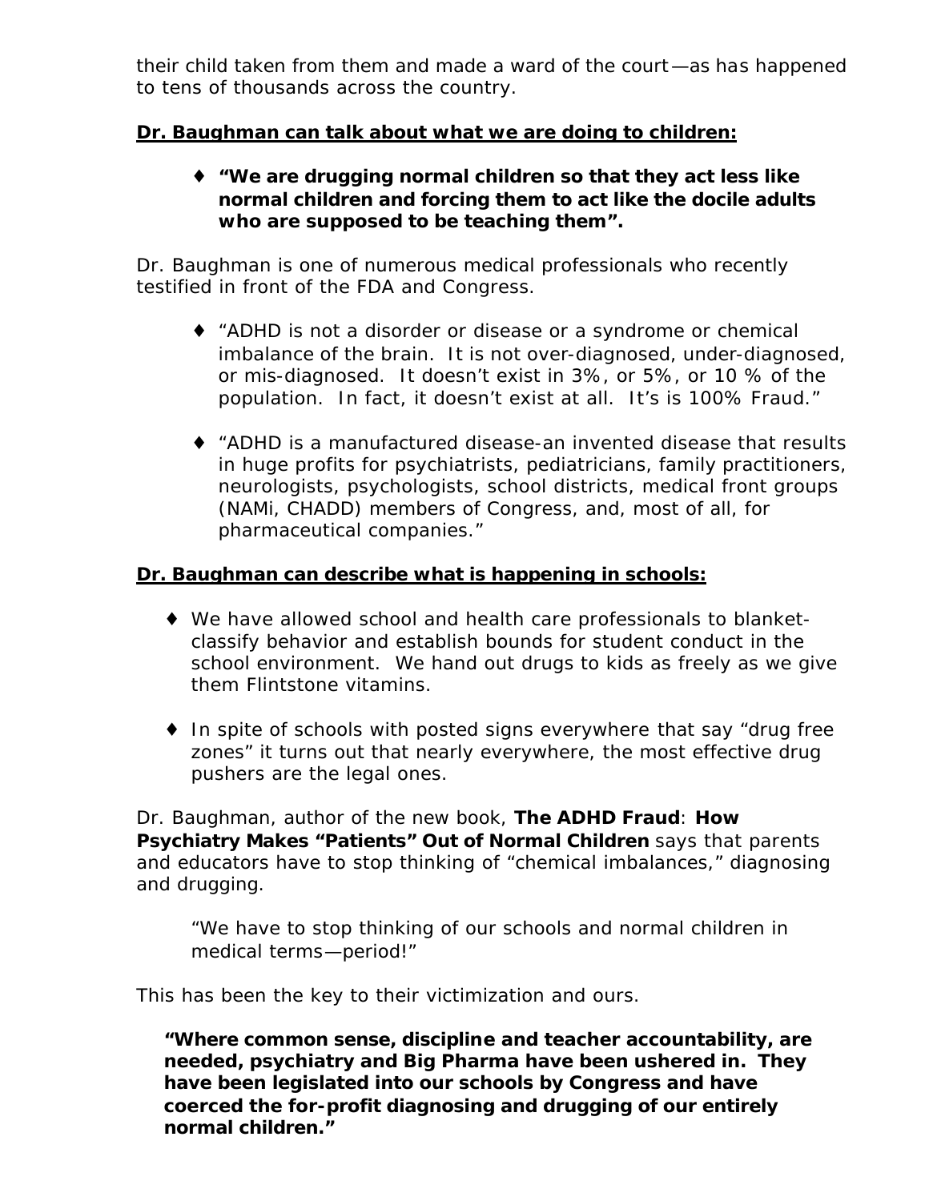their child taken from them and made a ward of the court—as has happened to tens of thousands across the country.

**<u>Dr. Baughman can talk about what we are doing to children:</u>**

- **"We are drugging normal children so that they act less like normal children and forcing them to act like the docile adults who are supposed to be teaching them".**

Dr. Baughman is one of numerous medical professionals who recently testified in front of the FDA and Congress.

- "ADHD is not a disorder or disease or a syndrome or chemical imbalance of the brain. It is not over-diagnosed, under-diagnosed, or mis-diagnosed. It doesn't exist in 3%, or 5%, or 10 % of the population. In fact, it doesn't exist at all. It's is 100% Fraud."

- "ADHD is a manufactured disease-an invented disease that results in huge profits for psychiatrists, pediatricians, family practitioners, neurologists, psychologists, school districts, medical front groups (NAMi, CHADD) members of Congress, and, most of all, for pharmaceutical companies."

**<u>Dr. Baughman can describe what is happening in schools:</u>**

- We have allowed school and health care professionals to blanket-classify behavior and establish bounds for student conduct in the school environment. We hand out drugs to kids as freely as we give them Flintstone vitamins.

- In spite of schools with posted signs everywhere that say "drug free zones" it turns out that nearly everywhere, the most effective drug pushers are the legal ones.

Dr. Baughman, author of the new book, **The ADHD Fraud**: **How Psychiatry Makes "Patients" Out of Normal Children** says that parents and educators have to stop thinking of "chemical imbalances," diagnosing and drugging.

> "We have to stop thinking of our schools and normal children in medical terms—period!"

This has been the key to their victimization and ours.

> **"Where common sense, discipline and teacher accountability, are needed, psychiatry and Big Pharma have been ushered in. They have been legislated into our schools by Congress and have coerced the for-profit diagnosing and drugging of our entirely normal children."**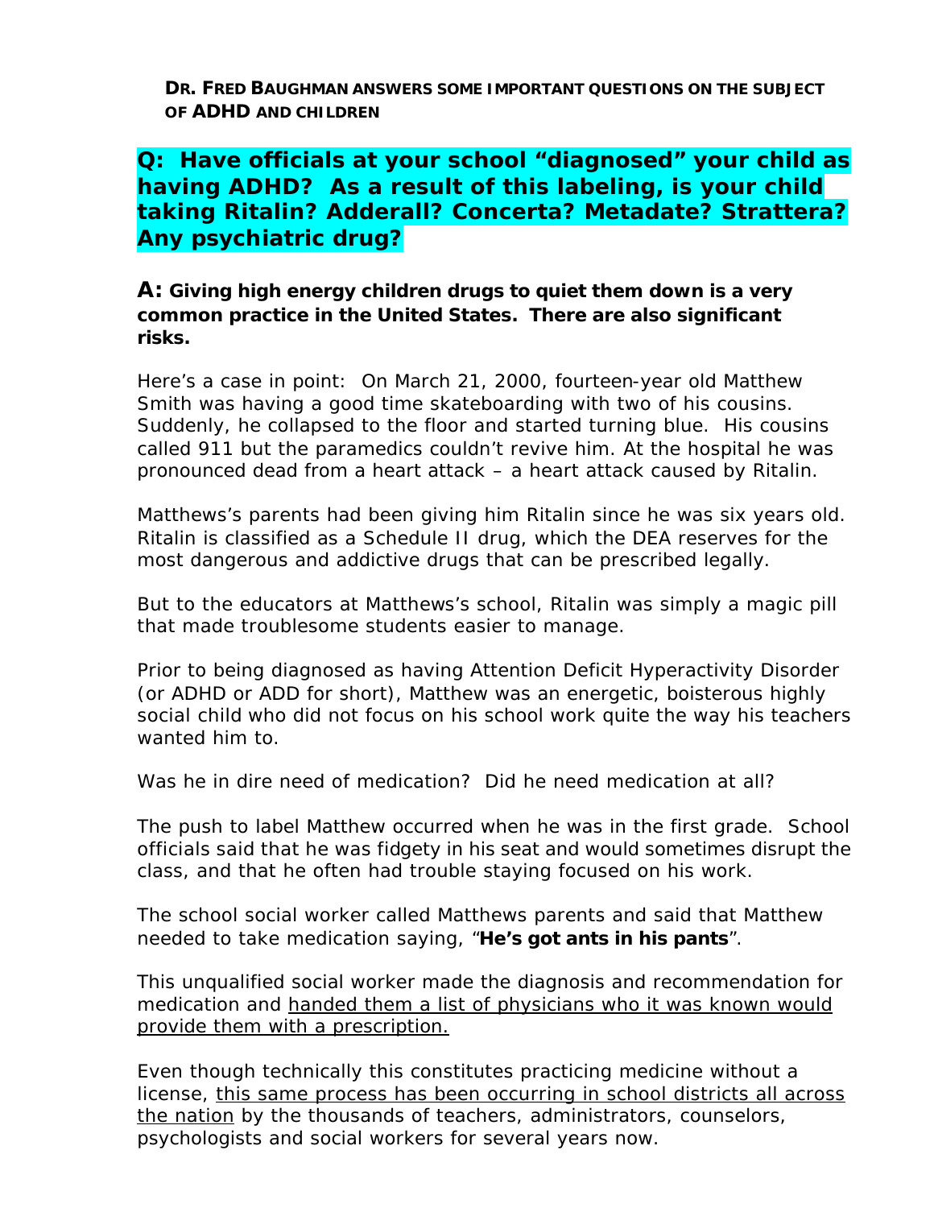**DR. FRED BAUGHMAN ANSWERS SOME IMPORTANT QUESTIONS ON THE SUBJECT OF ADHD AND CHILDREN**

## Q: Have officials at your school "diagnosed" your child as having ADHD? As a result of this labeling, is your child taking Ritalin? Adderall? Concerta? Metadate? Strattera? Any psychiatric drug?

**A: Giving high energy children drugs to quiet them down is a very common practice in the United States. There are also significant risks.**

Here's a case in point: On March 21, 2000, fourteen-year old Matthew Smith was having a good time skateboarding with two of his cousins. Suddenly, he collapsed to the floor and started turning blue. His cousins called 911 but the paramedics couldn't revive him. At the hospital he was pronounced dead from a heart attack – a heart attack caused by Ritalin.

Matthews's parents had been giving him Ritalin since he was six years old. Ritalin is classified as a Schedule II drug, which the DEA reserves for the most dangerous and addictive drugs that can be prescribed legally.

But to the educators at Matthews's school, Ritalin was simply a magic pill that made troublesome students easier to manage.

Prior to being diagnosed as having Attention Deficit Hyperactivity Disorder (or ADHD or ADD for short), Matthew was an energetic, boisterous highly social child who did not focus on his school work quite the way his teachers wanted him to.

Was he in dire need of medication? Did he need medication at all?

The push to label Matthew occurred when he was in the first grade. School officials said that he was fidgety in his seat and would sometimes disrupt the class, and that he often had trouble staying focused on his work.

The school social worker called Matthews parents and said that Matthew needed to take medication saying, "**He's got ants in his pants**".

This unqualified social worker made the diagnosis and recommendation for medication and <u>handed them a list of physicians who it was known would provide them with a prescription.</u>

Even though technically this constitutes practicing medicine without a license, <u>this same process has been occurring in school districts all across the nation</u> by the thousands of teachers, administrators, counselors, psychologists and social workers for several years now.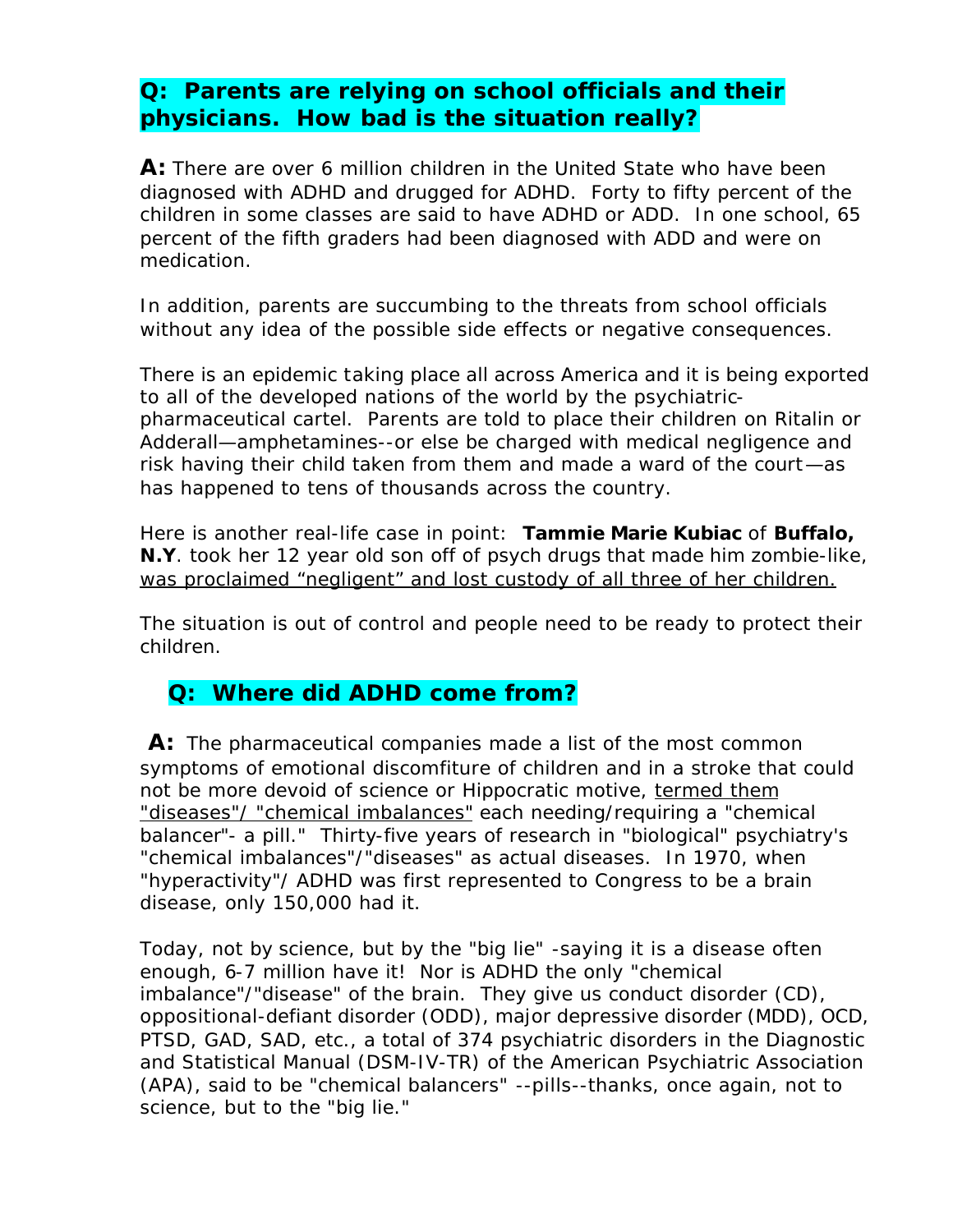## **Q: Parents are relying on school officials and their physicians. How bad is the situation really?**

**A:** There are over 6 million children in the United State who have been diagnosed with ADHD and drugged for ADHD. Forty to fifty percent of the children in some classes are said to have ADHD or ADD. In one school, 65 percent of the fifth graders had been diagnosed with ADD and were on medication.

In addition, parents are succumbing to the threats from school officials without any idea of the possible side effects or negative consequences.

There is an epidemic taking place all across America and it is being exported to all of the developed nations of the world by the psychiatric-pharmaceutical cartel. Parents are told to place their children on Ritalin or Adderall—amphetamines--or else be charged with medical negligence and risk having their child taken from them and made a ward of the court—as has happened to tens of thousands across the country.

Here is another real-life case in point: **Tammie Marie Kubiac** of **Buffalo, N.Y**. took her 12 year old son off of psych drugs that made him zombie-like, was proclaimed "negligent" and lost custody of all three of her children.

The situation is out of control and people need to be ready to protect their children.

## **Q: Where did ADHD come from?**

**A:** The pharmaceutical companies made a list of the most common symptoms of emotional discomfiture of children and in a stroke that could not be more devoid of science or Hippocratic motive, termed them "diseases"/ "chemical imbalances" each needing/requiring a "chemical balancer"- a pill." Thirty-five years of research in "biological" psychiatry's "chemical imbalances"/"diseases" as actual diseases. In 1970, when "hyperactivity"/ ADHD was first represented to Congress to be a brain disease, only 150,000 had it.

Today, not by science, but by the "big lie" -saying it is a disease often enough, 6-7 million have it! Nor is ADHD the only "chemical imbalance"/"disease" of the brain. They give us conduct disorder (CD), oppositional-defiant disorder (ODD), major depressive disorder (MDD), OCD, PTSD, GAD, SAD, etc., a total of 374 psychiatric disorders in the Diagnostic and Statistical Manual (DSM-IV-TR) of the American Psychiatric Association (APA), said to be "chemical balancers" --pills--thanks, once again, not to science, but to the "big lie."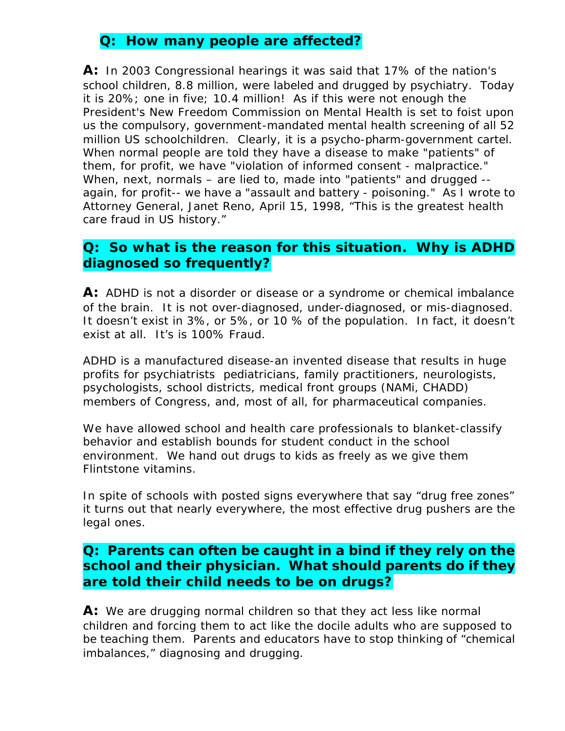## Q: How many people are affected?

**A:** In 2003 Congressional hearings it was said that 17% of the nation's school children, 8.8 million, were labeled and drugged by psychiatry. Today it is 20%; one in five; 10.4 million! As if this were not enough the President's New Freedom Commission on Mental Health is set to foist upon us the compulsory, government-mandated mental health screening of all 52 million US schoolchildren. Clearly, it is a psycho-pharm-government cartel. When normal people are told they have a disease to make "patients" of them, for profit, we have "violation of informed consent - malpractice." When, next, normals – are lied to, made into "patients" and drugged -- again, for profit-- we have a "assault and battery - poisoning." As I wrote to Attorney General, Janet Reno, April 15, 1998, "This is the greatest health care fraud in US history."

## Q: So what is the reason for this situation. Why is ADHD diagnosed so frequently?

**A:** ADHD is not a disorder or disease or a syndrome or chemical imbalance of the brain. It is not over-diagnosed, under-diagnosed, or mis-diagnosed. It doesn't exist in 3%, or 5%, or 10 % of the population. In fact, it doesn't exist at all. It's is 100% Fraud.

ADHD is a manufactured disease-an invented disease that results in huge profits for psychiatrists pediatricians, family practitioners, neurologists, psychologists, school districts, medical front groups (NAMi, CHADD) members of Congress, and, most of all, for pharmaceutical companies.

We have allowed school and health care professionals to blanket-classify behavior and establish bounds for student conduct in the school environment. We hand out drugs to kids as freely as we give them Flintstone vitamins.

In spite of schools with posted signs everywhere that say "drug free zones" it turns out that nearly everywhere, the most effective drug pushers are the legal ones.

## Q: Parents can often be caught in a bind if they rely on the school and their physician. What should parents do if they are told their child needs to be on drugs?

**A:** We are drugging normal children so that they act less like normal children and forcing them to act like the docile adults who are supposed to be teaching them. Parents and educators have to stop thinking of "chemical imbalances," diagnosing and drugging.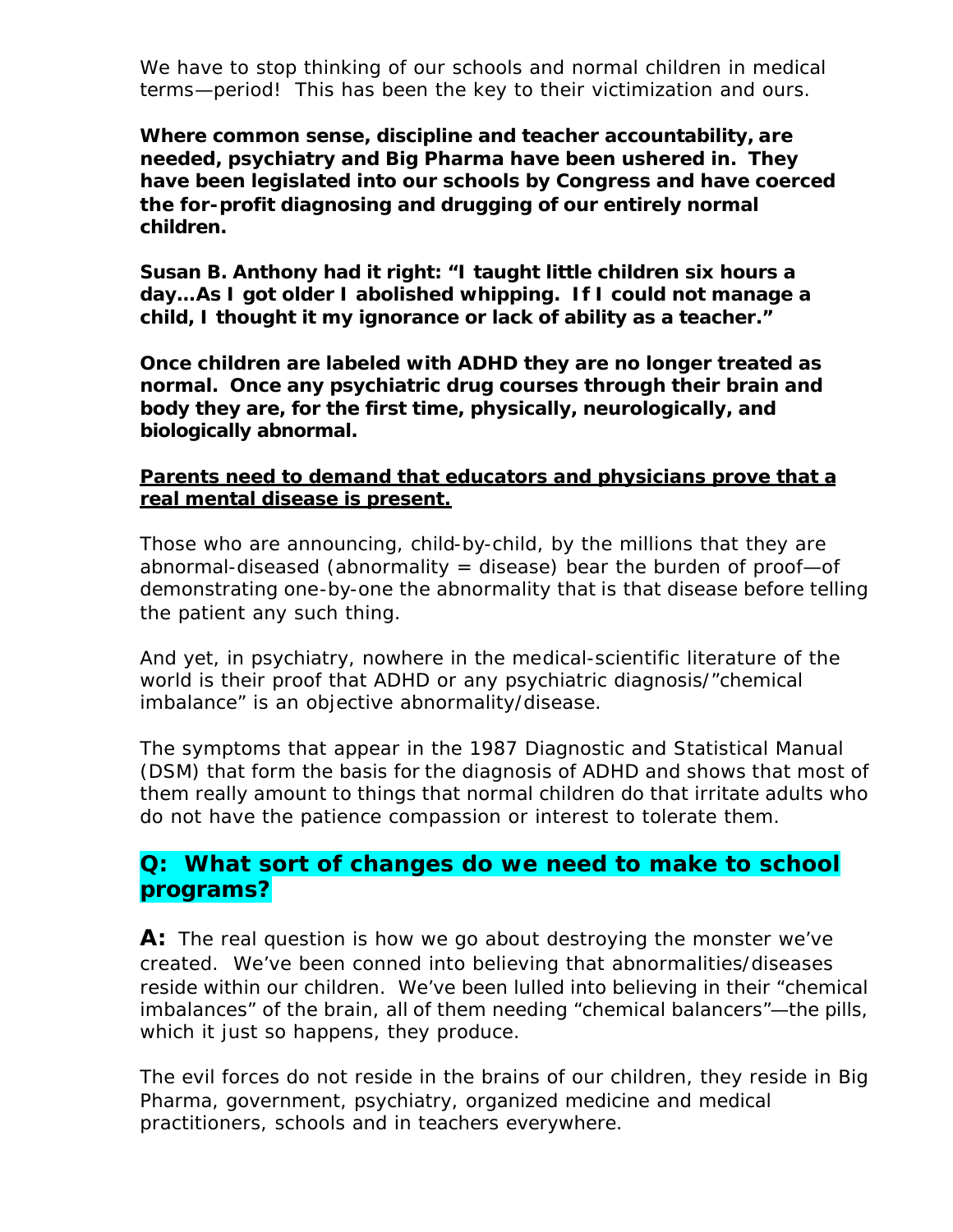We have to stop thinking of our schools and normal children in medical terms—period! This has been the key to their victimization and ours.

**Where common sense, discipline and teacher accountability, are needed, psychiatry and Big Pharma have been ushered in. They have been legislated into our schools by Congress and have coerced the for-profit diagnosing and drugging of our entirely normal children.**

**Susan B. Anthony had it right: "I taught little children six hours a day…As I got older I abolished whipping. If I could not manage a child, I thought it my ignorance or lack of ability as a teacher."**

**Once children are labeled with ADHD they are no longer treated as normal. Once any psychiatric drug courses through their brain and body they are, for the first time, physically, neurologically, and biologically abnormal.**

**<u>Parents need to demand that educators and physicians prove that a real mental disease is present.</u>**

Those who are announcing, child-by-child, by the millions that they are abnormal-diseased (abnormality = disease) bear the burden of proof—of demonstrating one-by-one the abnormality that is that disease before telling the patient any such thing.

And yet, in psychiatry, nowhere in the medical-scientific literature of the world is their proof that ADHD or any psychiatric diagnosis/"chemical imbalance" is an objective abnormality/disease.

The symptoms that appear in the 1987 Diagnostic and Statistical Manual (DSM) that form the basis for the diagnosis of ADHD and shows that most of them really amount to things that normal children do that irritate adults who do not have the patience compassion or interest to tolerate them.

## Q: What sort of changes do we need to make to school programs?

**A:** The real question is how we go about destroying the monster we've created. We've been conned into believing that abnormalities/diseases reside within our children. We've been lulled into believing in their "chemical imbalances" of the brain, all of them needing "chemical balancers"—the pills, which it just so happens, they produce.

The evil forces do not reside in the brains of our children, they reside in Big Pharma, government, psychiatry, organized medicine and medical practitioners, schools and in teachers everywhere.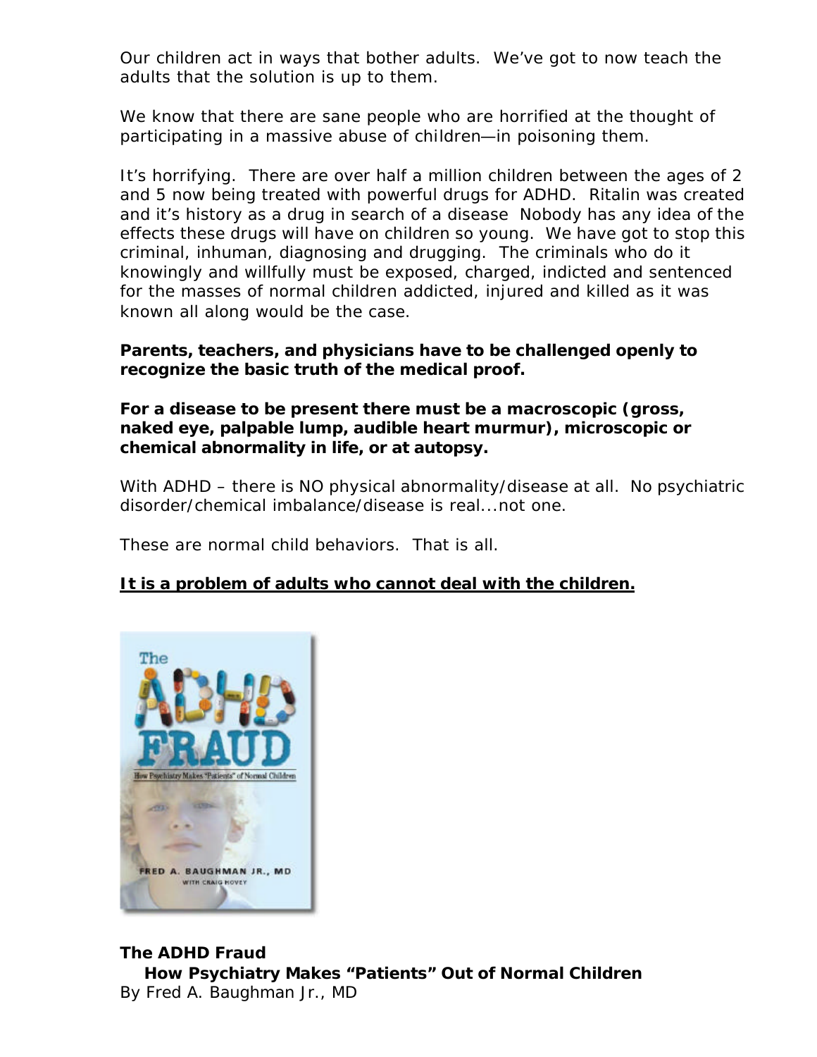Our children act in ways that bother adults. We've got to now teach the adults that the solution is up to them.

We know that there are sane people who are horrified at the thought of participating in a massive abuse of children—in poisoning them.

It's horrifying. There are over half a million children between the ages of 2 and 5 now being treated with powerful drugs for ADHD. Ritalin was created and it's history as a drug in search of a disease Nobody has any idea of the effects these drugs will have on children so young. We have got to stop this criminal, inhuman, diagnosing and drugging. The criminals who do it knowingly and willfully must be exposed, charged, indicted and sentenced for the masses of normal children addicted, injured and killed as it was known all along would be the case.

**Parents, teachers, and physicians have to be challenged openly to recognize the basic truth of the medical proof.**

**For a disease to be present there must be a macroscopic (gross, naked eye, palpable lump, audible heart murmur), microscopic or chemical abnormality in life, or at autopsy.**

With ADHD – there is NO physical abnormality/disease at all. No psychiatric disorder/chemical imbalance/disease is real...not one.

These are normal child behaviors. That is all.

**<u>It is a problem of adults who cannot deal with the children.</u>**

**The ADHD Fraud**
**How Psychiatry Makes "Patients" Out of Normal Children**
By Fred A. Baughman Jr., MD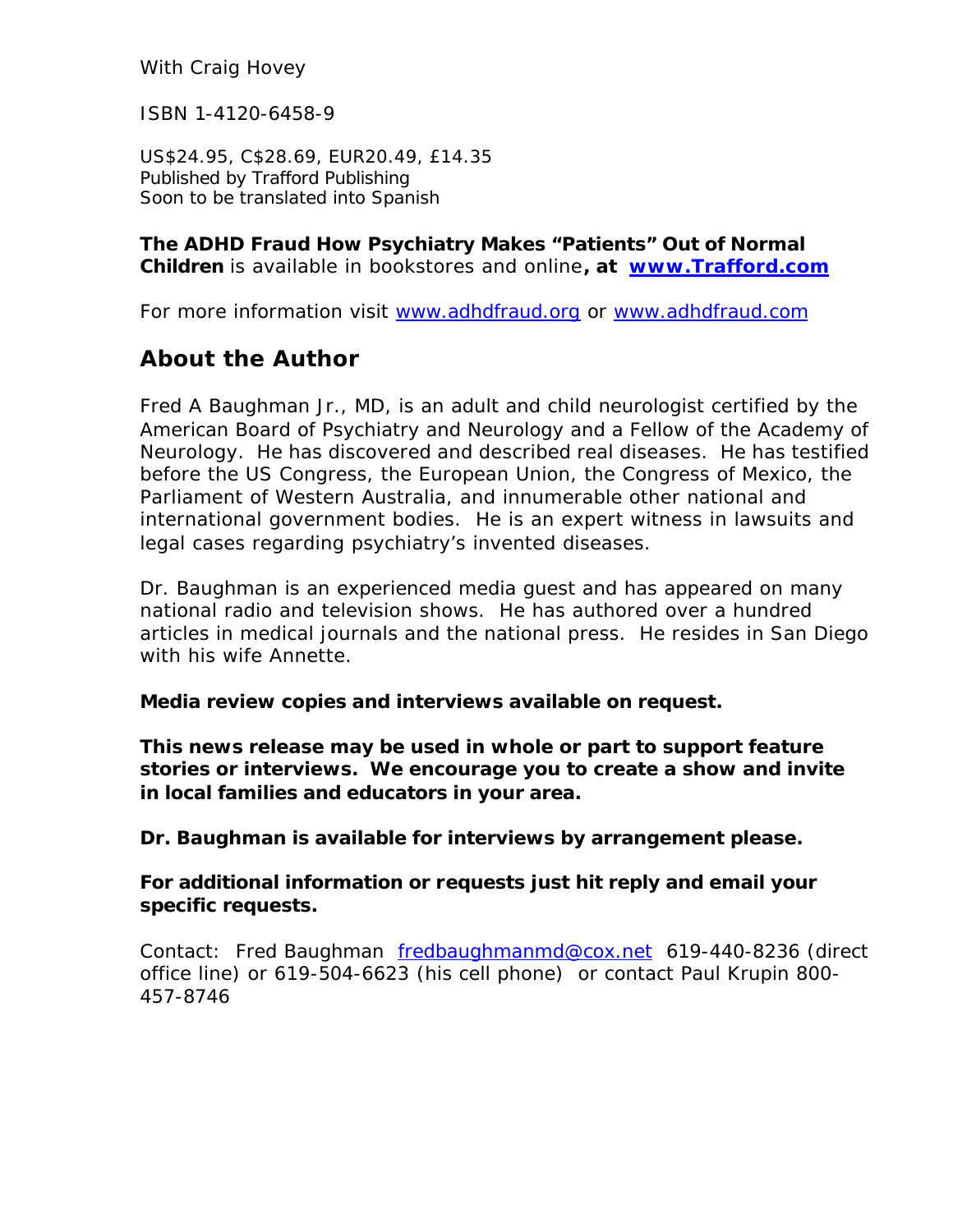With Craig Hovey

ISBN 1-4120-6458-9

US$24.95, C$28.69, EUR20.49, £14.35
Published by Trafford Publishing
Soon to be translated into Spanish

**The ADHD Fraud How Psychiatry Makes "Patients" Out of Normal Children** is available in bookstores and online**, at [www.Trafford.com](http://www.Trafford.com)**

For more information visit [www.adhdfraud.org](http://www.adhdfraud.org) or [www.adhdfraud.com](http://www.adhdfraud.com)

## About the Author

Fred A Baughman Jr., MD, is an adult and child neurologist certified by the American Board of Psychiatry and Neurology and a Fellow of the Academy of Neurology. He has discovered and described real diseases. He has testified before the US Congress, the European Union, the Congress of Mexico, the Parliament of Western Australia, and innumerable other national and international government bodies. He is an expert witness in lawsuits and legal cases regarding psychiatry's invented diseases.

Dr. Baughman is an experienced media guest and has appeared on many national radio and television shows. He has authored over a hundred articles in medical journals and the national press. He resides in San Diego with his wife Annette.

**Media review copies and interviews available on request.**

**This news release may be used in whole or part to support feature stories or interviews. We encourage you to create a show and invite in local families and educators in your area.**

**Dr. Baughman is available for interviews by arrangement please.**

**For additional information or requests just hit reply and email your specific requests.**

Contact: Fred Baughman [fredbaughmanmd@cox.net](mailto:fredbaughmanmd@cox.net) 619-440-8236 (direct office line) or 619-504-6623 (his cell phone) or contact Paul Krupin 800-457-8746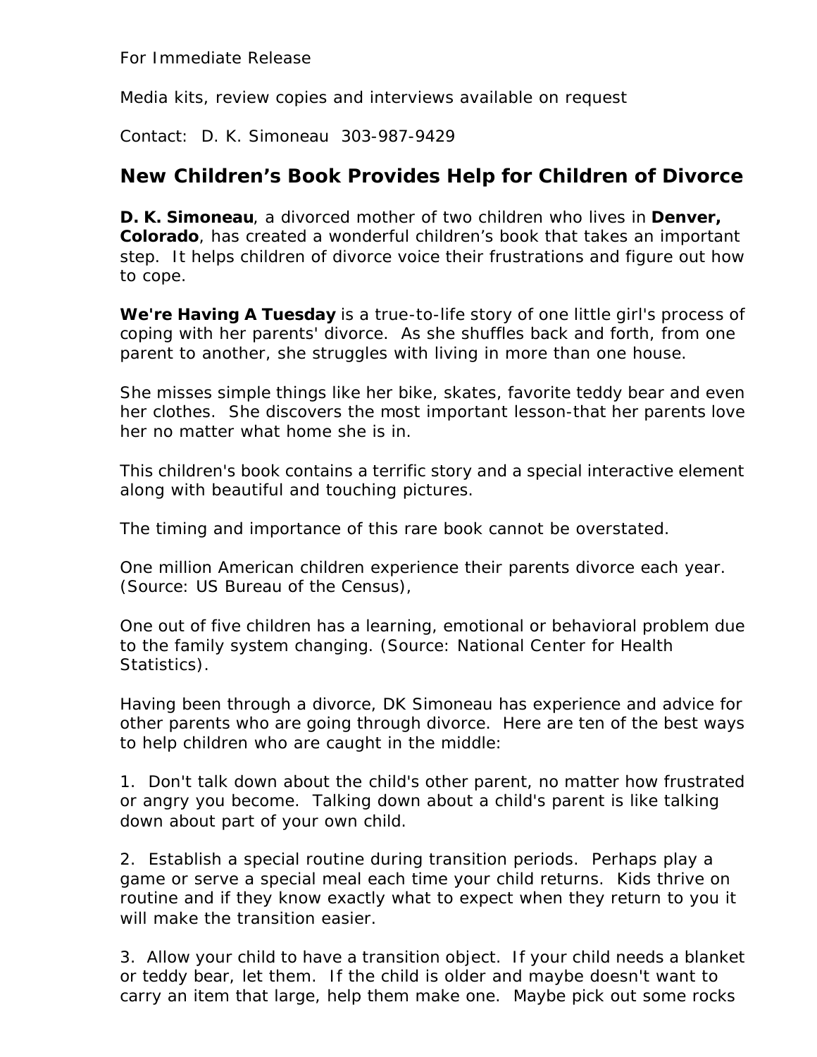For Immediate Release

Media kits, review copies and interviews available on request

Contact: D. K. Simoneau 303-987-9429

## New Children's Book Provides Help for Children of Divorce

**D. K. Simoneau**, a divorced mother of two children who lives in **Denver, Colorado**, has created a wonderful children's book that takes an important step. It helps children of divorce voice their frustrations and figure out how to cope.

**We're Having A Tuesday** is a true-to-life story of one little girl's process of coping with her parents' divorce. As she shuffles back and forth, from one parent to another, she struggles with living in more than one house.

She misses simple things like her bike, skates, favorite teddy bear and even her clothes. She discovers the most important lesson-that her parents love her no matter what home she is in.

This children's book contains a terrific story and a special interactive element along with beautiful and touching pictures.

The timing and importance of this rare book cannot be overstated.

One million American children experience their parents divorce each year. (Source: US Bureau of the Census),

One out of five children has a learning, emotional or behavioral problem due to the family system changing. (Source: National Center for Health Statistics).

Having been through a divorce, DK Simoneau has experience and advice for other parents who are going through divorce. Here are ten of the best ways to help children who are caught in the middle:

1. Don't talk down about the child's other parent, no matter how frustrated or angry you become. Talking down about a child's parent is like talking down about part of your own child.

2. Establish a special routine during transition periods. Perhaps play a game or serve a special meal each time your child returns. Kids thrive on routine and if they know exactly what to expect when they return to you it will make the transition easier.

3. Allow your child to have a transition object. If your child needs a blanket or teddy bear, let them. If the child is older and maybe doesn't want to carry an item that large, help them make one. Maybe pick out some rocks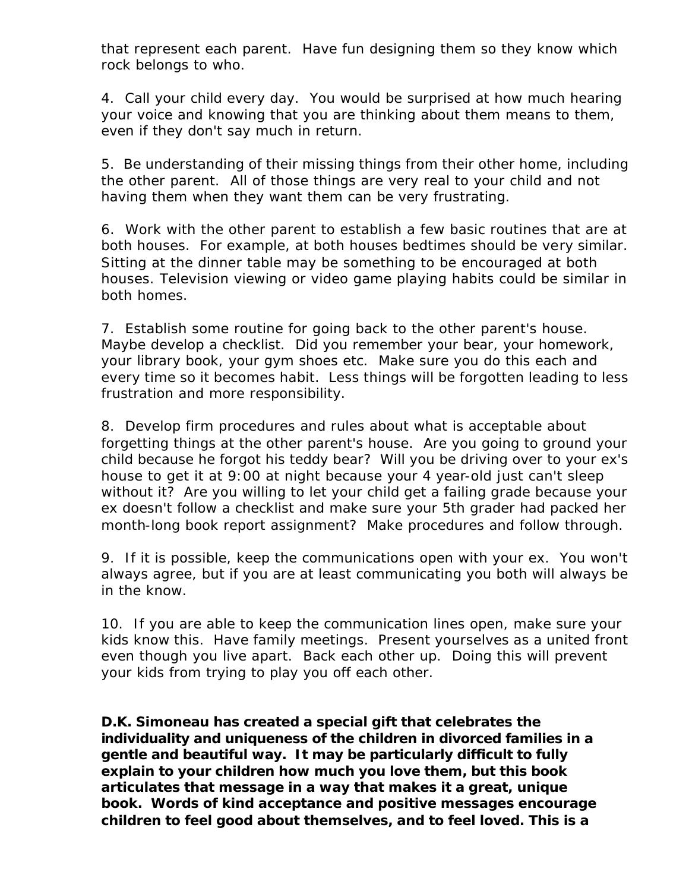that represent each parent. Have fun designing them so they know which rock belongs to who.

4. Call your child every day. You would be surprised at how much hearing your voice and knowing that you are thinking about them means to them, even if they don't say much in return.

5. Be understanding of their missing things from their other home, including the other parent. All of those things are very real to your child and not having them when they want them can be very frustrating.

6. Work with the other parent to establish a few basic routines that are at both houses. For example, at both houses bedtimes should be very similar. Sitting at the dinner table may be something to be encouraged at both houses. Television viewing or video game playing habits could be similar in both homes.

7. Establish some routine for going back to the other parent's house. Maybe develop a checklist. Did you remember your bear, your homework, your library book, your gym shoes etc. Make sure you do this each and every time so it becomes habit. Less things will be forgotten leading to less frustration and more responsibility.

8. Develop firm procedures and rules about what is acceptable about forgetting things at the other parent's house. Are you going to ground your child because he forgot his teddy bear? Will you be driving over to your ex's house to get it at 9:00 at night because your 4 year-old just can't sleep without it? Are you willing to let your child get a failing grade because your ex doesn't follow a checklist and make sure your 5th grader had packed her month-long book report assignment? Make procedures and follow through.

9. If it is possible, keep the communications open with your ex. You won't always agree, but if you are at least communicating you both will always be in the know.

10. If you are able to keep the communication lines open, make sure your kids know this. Have family meetings. Present yourselves as a united front even though you live apart. Back each other up. Doing this will prevent your kids from trying to play you off each other.

**D.K. Simoneau has created a special gift that celebrates the individuality and uniqueness of the children in divorced families in a gentle and beautiful way. It may be particularly difficult to fully explain to your children how much you love them, but this book articulates that message in a way that makes it a great, unique book. Words of kind acceptance and positive messages encourage children to feel good about themselves, and to feel loved. This is a**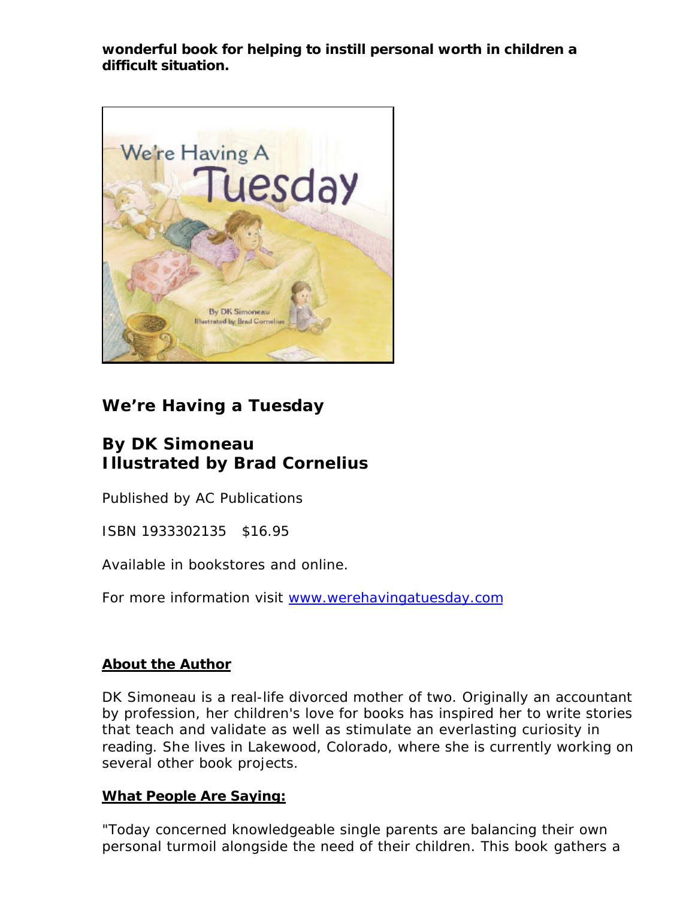**wonderful book for helping to instill personal worth in children a difficult situation.**

## We're Having a Tuesday

## By DK Simoneau
## Illustrated by Brad Cornelius

Published by AC Publications

ISBN 1933302135 $16.95

Available in bookstores and online.

For more information visit www.werehavingatuesday.com

**About the Author**

DK Simoneau is a real-life divorced mother of two. Originally an accountant by profession, her children's love for books has inspired her to write stories that teach and validate as well as stimulate an everlasting curiosity in reading. She lives in Lakewood, Colorado, where she is currently working on several other book projects.

**What People Are Saying:**

"Today concerned knowledgeable single parents are balancing their own personal turmoil alongside the need of their children. This book gathers a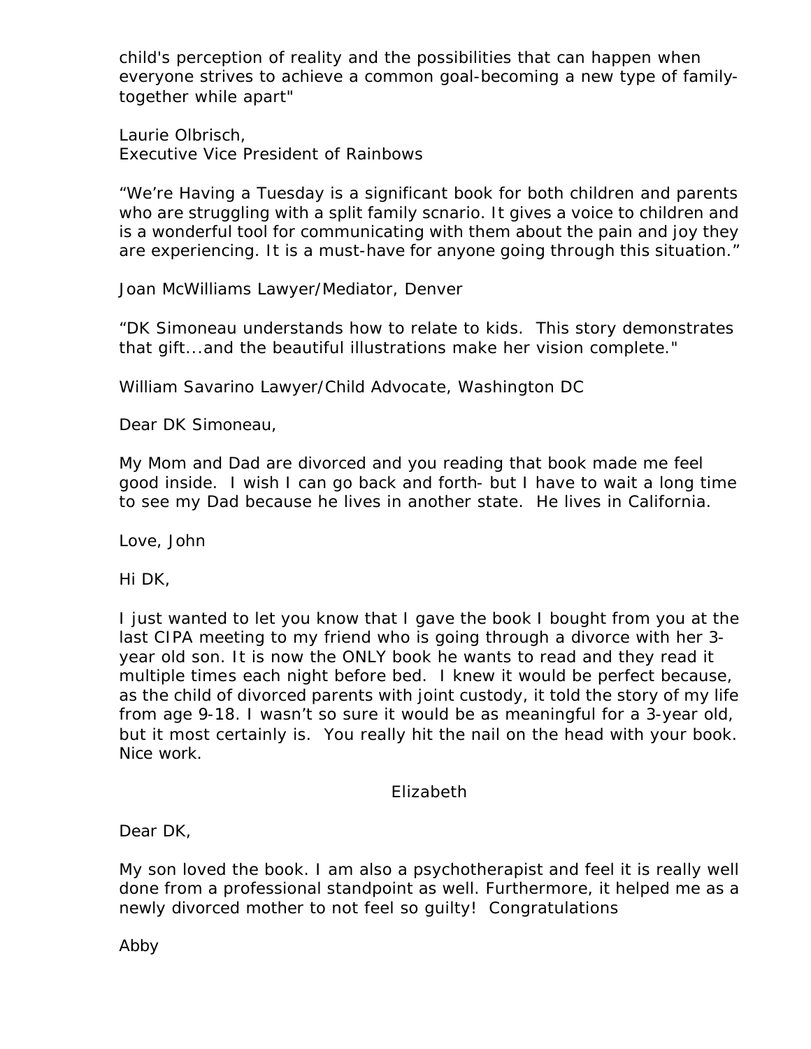child's perception of reality and the possibilities that can happen when everyone strives to achieve a common goal-becoming a new type of family-together while apart"

Laurie Olbrisch,
Executive Vice President of Rainbows

“We're Having a Tuesday is a significant book for both children and parents who are struggling with a split family scnario. It gives a voice to children and is a wonderful tool for communicating with them about the pain and joy they are experiencing. It is a must-have for anyone going through this situation.”

Joan McWilliams Lawyer/Mediator, Denver

“DK Simoneau understands how to relate to kids. This story demonstrates that gift...and the beautiful illustrations make her vision complete."

William Savarino Lawyer/Child Advocate, Washington DC

Dear DK Simoneau,

My Mom and Dad are divorced and you reading that book made me feel good inside. I wish I can go back and forth- but I have to wait a long time to see my Dad because he lives in another state. He lives in California.

Love, John

Hi DK,

I just wanted to let you know that I gave the book I bought from you at the last CIPA meeting to my friend who is going through a divorce with her 3-year old son. It is now the ONLY book he wants to read and they read it multiple times each night before bed. I knew it would be perfect because, as the child of divorced parents with joint custody, it told the story of my life from age 9-18. I wasn't so sure it would be as meaningful for a 3-year old, but it most certainly is. You really hit the nail on the head with your book. Nice work.

Elizabeth

Dear DK,

My son loved the book. I am also a psychotherapist and feel it is really well done from a professional standpoint as well. Furthermore, it helped me as a newly divorced mother to not feel so guilty! Congratulations

Abby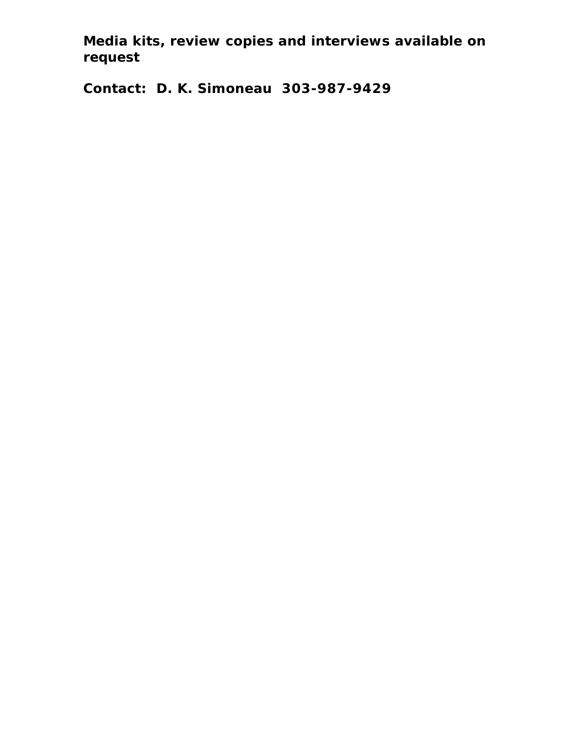**Media kits, review copies and interviews available on request**

**Contact: D. K. Simoneau 303-987-9429**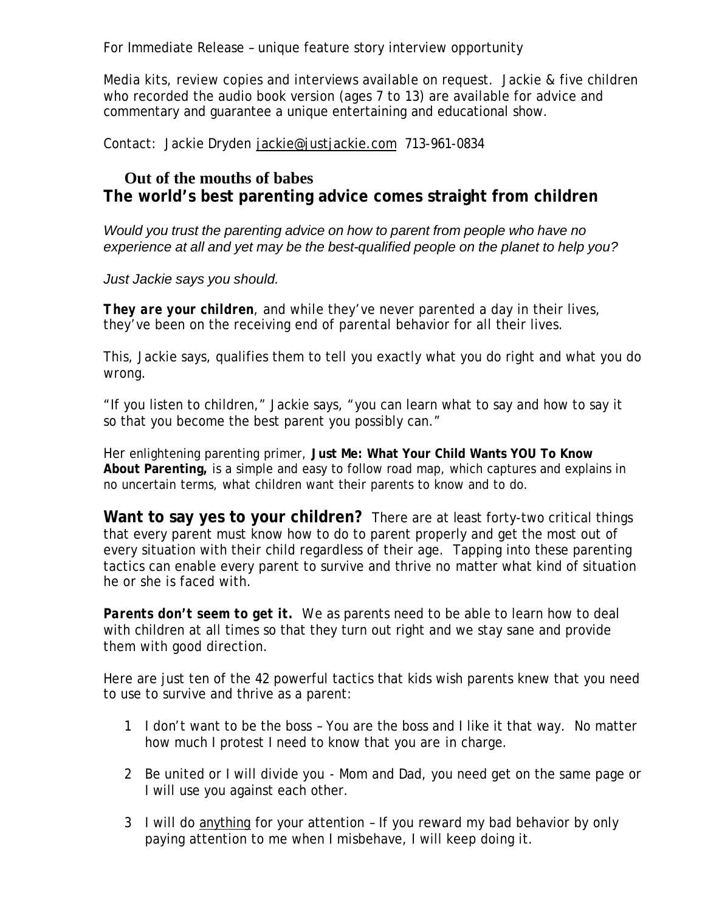For Immediate Release – unique feature story interview opportunity

Media kits, review copies and interviews available on request. Jackie & five children who recorded the audio book version (ages 7 to 13) are available for advice and commentary and guarantee a unique entertaining and educational show.

Contact: Jackie Dryden jackie@justjackie.com 713-961-0834

## Out of the mouths of babes
## The world's best parenting advice comes straight from children

*Would you trust the parenting advice on how to parent from people who have no experience at all and yet may be the best-qualified people on the planet to help you?*

*Just Jackie says you should.*

***They are your children***, and while they've never parented a day in their lives, they've been on the receiving end of parental behavior for all their lives.

This, Jackie says, qualifies them to tell you exactly what you do right and what you do wrong.

"If you listen to children," Jackie says, "you can learn what to say and how to say it so that you become the best parent you possibly can."

Her enlightening parenting primer, **Just Me: What Your Child Wants YOU To Know About Parenting,** is a simple and easy to follow road map, which captures and explains in no uncertain terms, what children want their parents to know and to do.

**Want to say yes to your children?** There are at least forty-two critical things that every parent must know how to do to parent properly and get the most out of every situation with their child regardless of their age. Tapping into these parenting tactics can enable every parent to survive and thrive no matter what kind of situation he or she is faced with.

***Parents don't seem to get it.*** We as parents need to be able to learn how to deal with children at all times so that they turn out right and we stay sane and provide them with good direction.

Here are just ten of the 42 powerful tactics that kids wish parents knew that you need to use to survive and thrive as a parent:

1. I don't want to be the boss – You are the boss and I like it that way. No matter how much I protest I need to know that you are in charge.
2. Be united or I will divide you - Mom and Dad, you need get on the same page or I will use you against each other.
3. I will do <u>anything</u> for your attention – If you reward my bad behavior by only paying attention to me when I misbehave, I will keep doing it.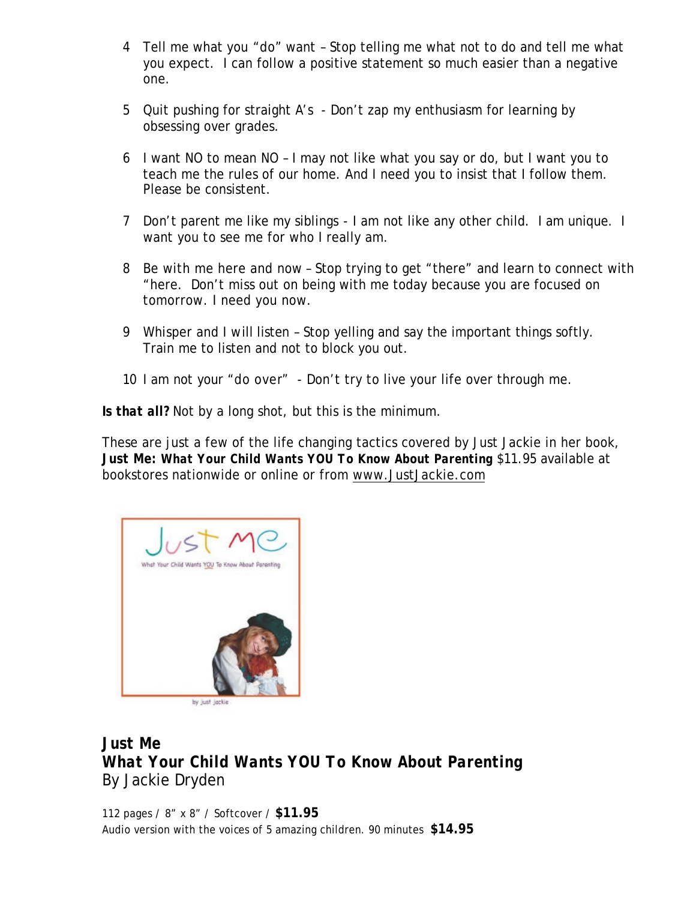4. Tell me what you "do" want – Stop telling me what not to do and tell me what you expect. I can follow a positive statement so much easier than a negative one.

5. Quit pushing for straight A's - Don't zap my enthusiasm for learning by obsessing over grades.

6. I want NO to mean NO – I may not like what you say or do, but I want you to teach me the rules of our home. And I need you to insist that I follow them. Please be consistent.

7. Don't parent me like my siblings - I am not like any other child. I am unique. I want you to see me for who I really am.

8. Be with me here and now – Stop trying to get "there" and learn to connect with "here. Don't miss out on being with me today because you are focused on tomorrow. I need you now.

9. Whisper and I will listen – Stop yelling and say the important things softly. Train me to listen and not to block you out.

10. I am not your "do over" - Don't try to live your life over through me.

***Is that all?*** Not by a long shot, but this is the minimum.

These are just a few of the life changing tactics covered by Just Jackie in her book, **Just Me: What Your Child Wants YOU To Know About Parenting** $11.95 available at bookstores nationwide or online or from www.JustJackie.com

**Just Me**
***What Your Child Wants YOU To Know About Parenting***
By Jackie Dryden

112 pages / 8" x 8" / Softcover / **$11.95**
Audio version with the voices of 5 amazing children. 90 minutes **$14.95**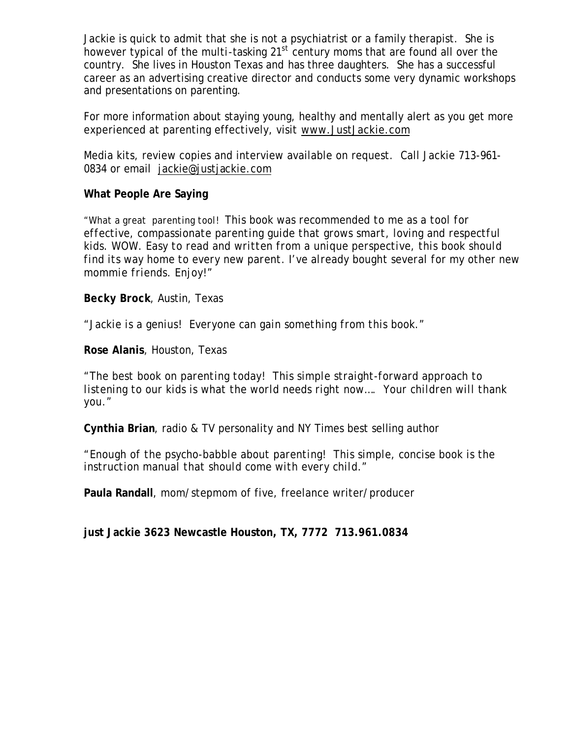Jackie is quick to admit that she is not a psychiatrist or a family therapist. She is however typical of the multi-tasking 21st century moms that are found all over the country. She lives in Houston Texas and has three daughters. She has a successful career as an advertising creative director and conducts some very dynamic workshops and presentations on parenting.

For more information about staying young, healthy and mentally alert as you get more experienced at parenting effectively, visit www.JustJackie.com

Media kits, review copies and interview available on request. Call Jackie 713-961-0834 or email jackie@justjackie.com

**What People Are Saying**

*"What a great parenting tool! This book was recommended to me as a tool for effective, compassionate parenting guide that grows smart, loving and respectful kids. WOW. Easy to read and written from a unique perspective, this book should find its way home to every new parent. I've already bought several for my other new mommie friends. Enjoy!"*

**Becky Brock**, Austin, Texas

*"Jackie is a genius! Everyone can gain something from this book."*

**Rose Alanis**, Houston, Texas

*"The best book on parenting today! This simple straight-forward approach to listening to our kids is what the world needs right now…. Your children will thank you."*

**Cynthia Brian**, radio & TV personality and NY Times best selling author

*"Enough of the psycho-babble about parenting! This simple, concise book is the instruction manual that should come with every child."*

**Paula Randall**, mom/stepmom of five, freelance writer/producer

**just Jackie 3623 Newcastle Houston, TX, 7772 713.961.0834**